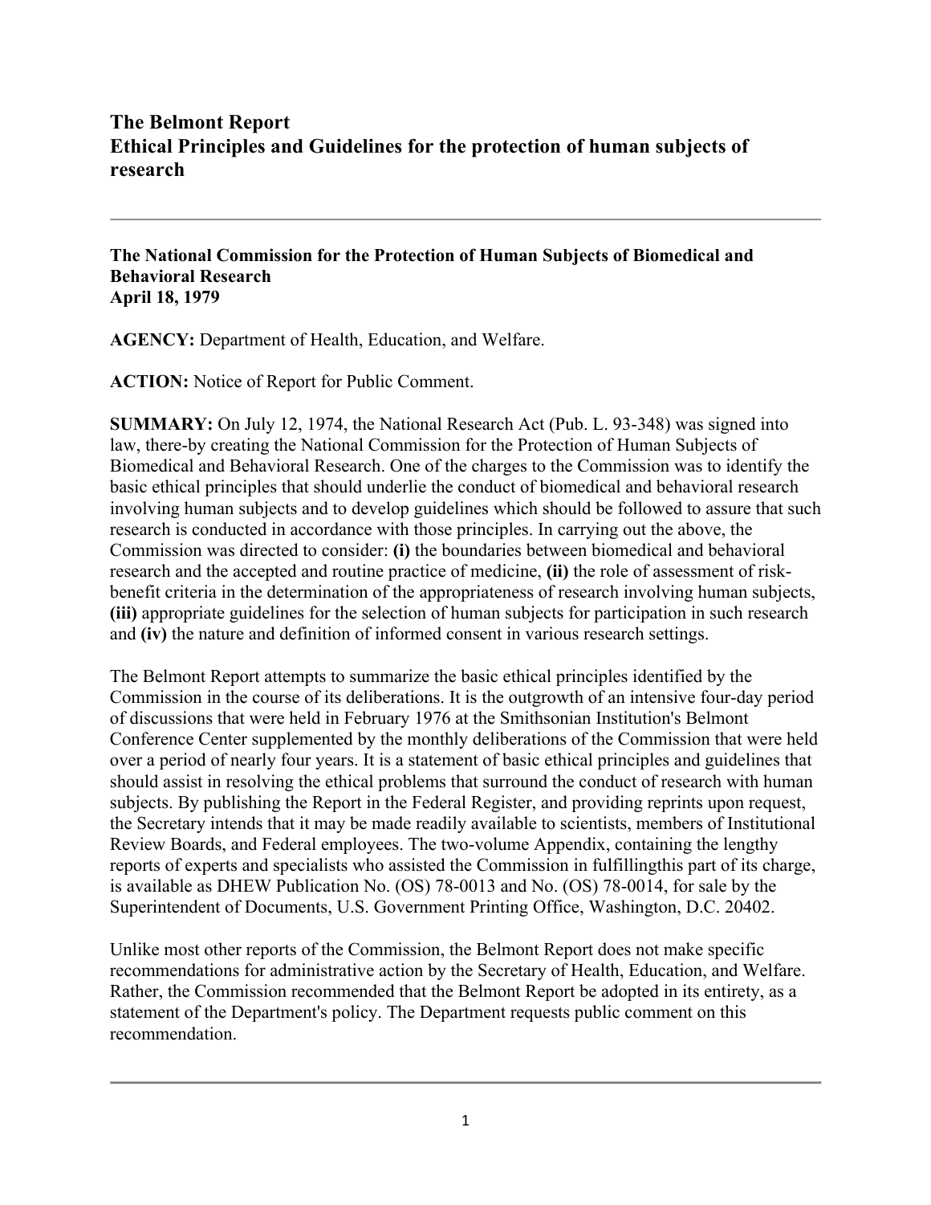# The Belmont Report
# Ethical Principles and Guidelines for the protection of human subjects of research

---

**The National Commission for the Protection of Human Subjects of Biomedical and Behavioral Research**
**April 18, 1979**

**AGENCY:** Department of Health, Education, and Welfare.

**ACTION:** Notice of Report for Public Comment.

**SUMMARY:** On July 12, 1974, the National Research Act (Pub. L. 93-348) was signed into law, there-by creating the National Commission for the Protection of Human Subjects of Biomedical and Behavioral Research. One of the charges to the Commission was to identify the basic ethical principles that should underlie the conduct of biomedical and behavioral research involving human subjects and to develop guidelines which should be followed to assure that such research is conducted in accordance with those principles. In carrying out the above, the Commission was directed to consider: **(i)** the boundaries between biomedical and behavioral research and the accepted and routine practice of medicine, **(ii)** the role of assessment of risk-benefit criteria in the determination of the appropriateness of research involving human subjects, **(iii)** appropriate guidelines for the selection of human subjects for participation in such research and **(iv)** the nature and definition of informed consent in various research settings.

The Belmont Report attempts to summarize the basic ethical principles identified by the Commission in the course of its deliberations. It is the outgrowth of an intensive four-day period of discussions that were held in February 1976 at the Smithsonian Institution's Belmont Conference Center supplemented by the monthly deliberations of the Commission that were held over a period of nearly four years. It is a statement of basic ethical principles and guidelines that should assist in resolving the ethical problems that surround the conduct of research with human subjects. By publishing the Report in the Federal Register, and providing reprints upon request, the Secretary intends that it may be made readily available to scientists, members of Institutional Review Boards, and Federal employees. The two-volume Appendix, containing the lengthy reports of experts and specialists who assisted the Commission in fulfillingthis part of its charge, is available as DHEW Publication No. (OS) 78-0013 and No. (OS) 78-0014, for sale by the Superintendent of Documents, U.S. Government Printing Office, Washington, D.C. 20402.

Unlike most other reports of the Commission, the Belmont Report does not make specific recommendations for administrative action by the Secretary of Health, Education, and Welfare. Rather, the Commission recommended that the Belmont Report be adopted in its entirety, as a statement of the Department's policy. The Department requests public comment on this recommendation.

---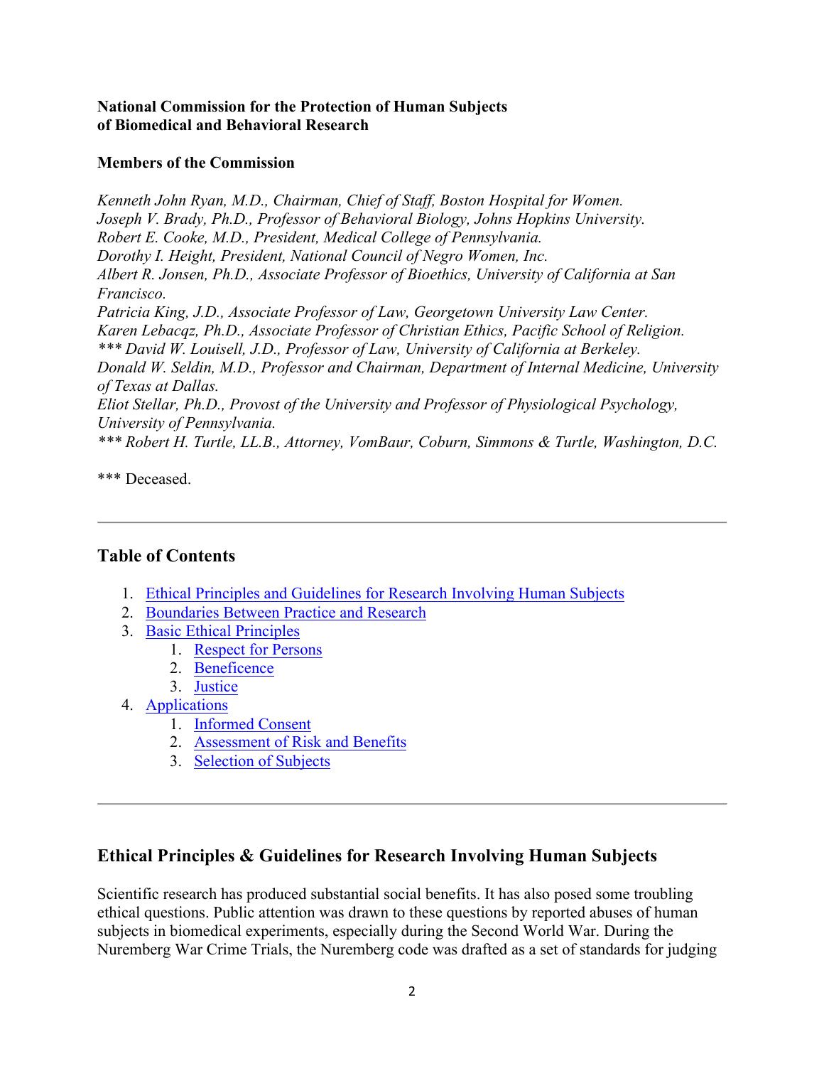**National Commission for the Protection of Human Subjects of Biomedical and Behavioral Research**

**Members of the Commission**

*Kenneth John Ryan, M.D., Chairman, Chief of Staff, Boston Hospital for Women.*
*Joseph V. Brady, Ph.D., Professor of Behavioral Biology, Johns Hopkins University.*
*Robert E. Cooke, M.D., President, Medical College of Pennsylvania.*
*Dorothy I. Height, President, National Council of Negro Women, Inc.*
*Albert R. Jonsen, Ph.D., Associate Professor of Bioethics, University of California at San Francisco.*
*Patricia King, J.D., Associate Professor of Law, Georgetown University Law Center.*
*Karen Lebacqz, Ph.D., Associate Professor of Christian Ethics, Pacific School of Religion.*
*\*\*\* David W. Louisell, J.D., Professor of Law, University of California at Berkeley.*
*Donald W. Seldin, M.D., Professor and Chairman, Department of Internal Medicine, University of Texas at Dallas.*
*Eliot Stellar, Ph.D., Provost of the University and Professor of Physiological Psychology, University of Pennsylvania.*
*\*\*\* Robert H. Turtle, LL.B., Attorney, VomBaur, Coburn, Simmons & Turtle, Washington, D.C.*

\*\*\* Deceased.

---

## Table of Contents

1. Ethical Principles and Guidelines for Research Involving Human Subjects
2. Boundaries Between Practice and Research
3. Basic Ethical Principles
    1. Respect for Persons
    2. Beneficence
    3. Justice
4. Applications
    1. Informed Consent
    2. Assessment of Risk and Benefits
    3. Selection of Subjects

---

## Ethical Principles & Guidelines for Research Involving Human Subjects

Scientific research has produced substantial social benefits. It has also posed some troubling ethical questions. Public attention was drawn to these questions by reported abuses of human subjects in biomedical experiments, especially during the Second World War. During the Nuremberg War Crime Trials, the Nuremberg code was drafted as a set of standards for judging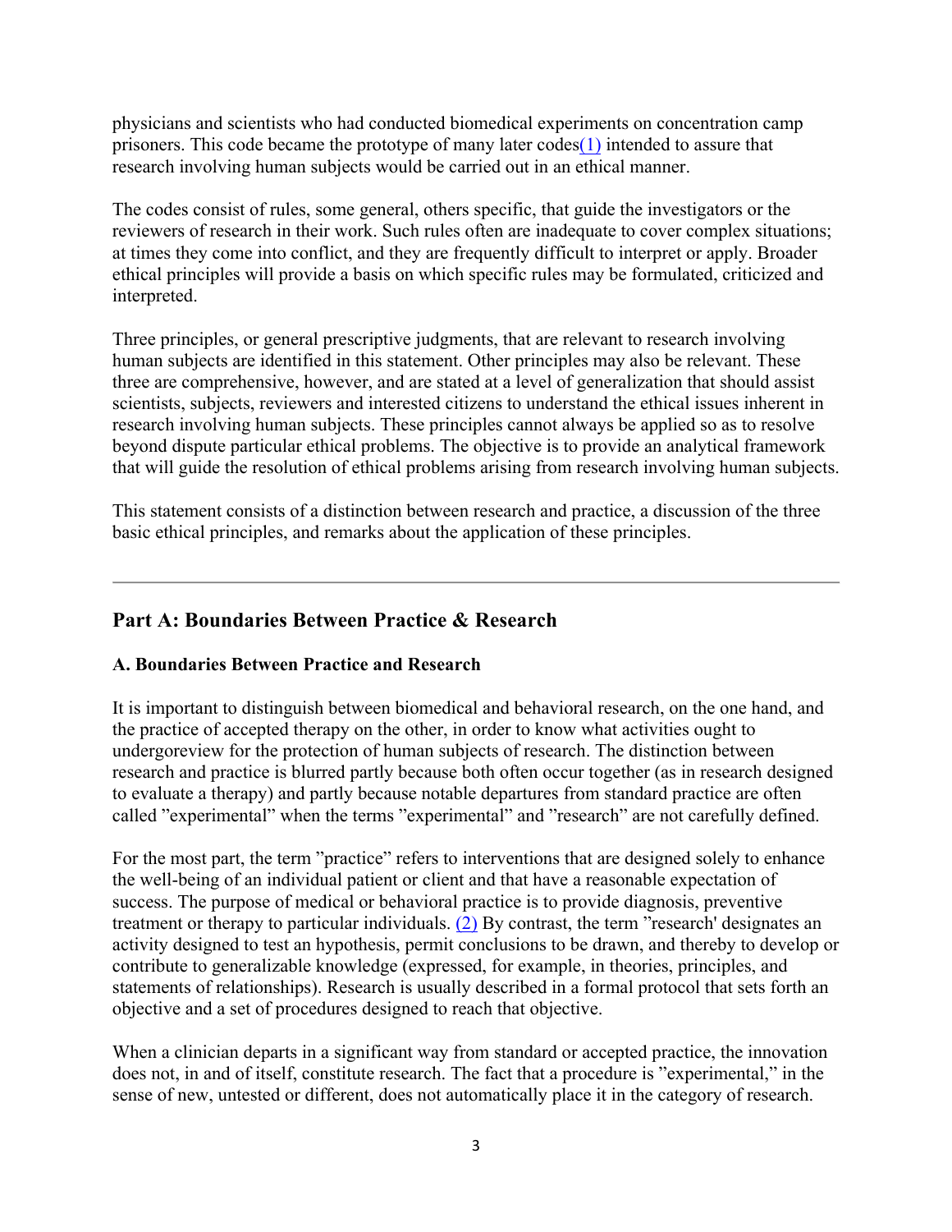physicians and scientists who had conducted biomedical experiments on concentration camp prisoners. This code became the prototype of many later codes(1) intended to assure that research involving human subjects would be carried out in an ethical manner.

The codes consist of rules, some general, others specific, that guide the investigators or the reviewers of research in their work. Such rules often are inadequate to cover complex situations; at times they come into conflict, and they are frequently difficult to interpret or apply. Broader ethical principles will provide a basis on which specific rules may be formulated, criticized and interpreted.

Three principles, or general prescriptive judgments, that are relevant to research involving human subjects are identified in this statement. Other principles may also be relevant. These three are comprehensive, however, and are stated at a level of generalization that should assist scientists, subjects, reviewers and interested citizens to understand the ethical issues inherent in research involving human subjects. These principles cannot always be applied so as to resolve beyond dispute particular ethical problems. The objective is to provide an analytical framework that will guide the resolution of ethical problems arising from research involving human subjects.

This statement consists of a distinction between research and practice, a discussion of the three basic ethical principles, and remarks about the application of these principles.

---

## Part A: Boundaries Between Practice & Research

### A. Boundaries Between Practice and Research

It is important to distinguish between biomedical and behavioral research, on the one hand, and the practice of accepted therapy on the other, in order to know what activities ought to undergoreview for the protection of human subjects of research. The distinction between research and practice is blurred partly because both often occur together (as in research designed to evaluate a therapy) and partly because notable departures from standard practice are often called "experimental" when the terms "experimental" and "research" are not carefully defined.

For the most part, the term "practice" refers to interventions that are designed solely to enhance the well-being of an individual patient or client and that have a reasonable expectation of success. The purpose of medical or behavioral practice is to provide diagnosis, preventive treatment or therapy to particular individuals. (2) By contrast, the term "research' designates an activity designed to test an hypothesis, permit conclusions to be drawn, and thereby to develop or contribute to generalizable knowledge (expressed, for example, in theories, principles, and statements of relationships). Research is usually described in a formal protocol that sets forth an objective and a set of procedures designed to reach that objective.

When a clinician departs in a significant way from standard or accepted practice, the innovation does not, in and of itself, constitute research. The fact that a procedure is "experimental," in the sense of new, untested or different, does not automatically place it in the category of research.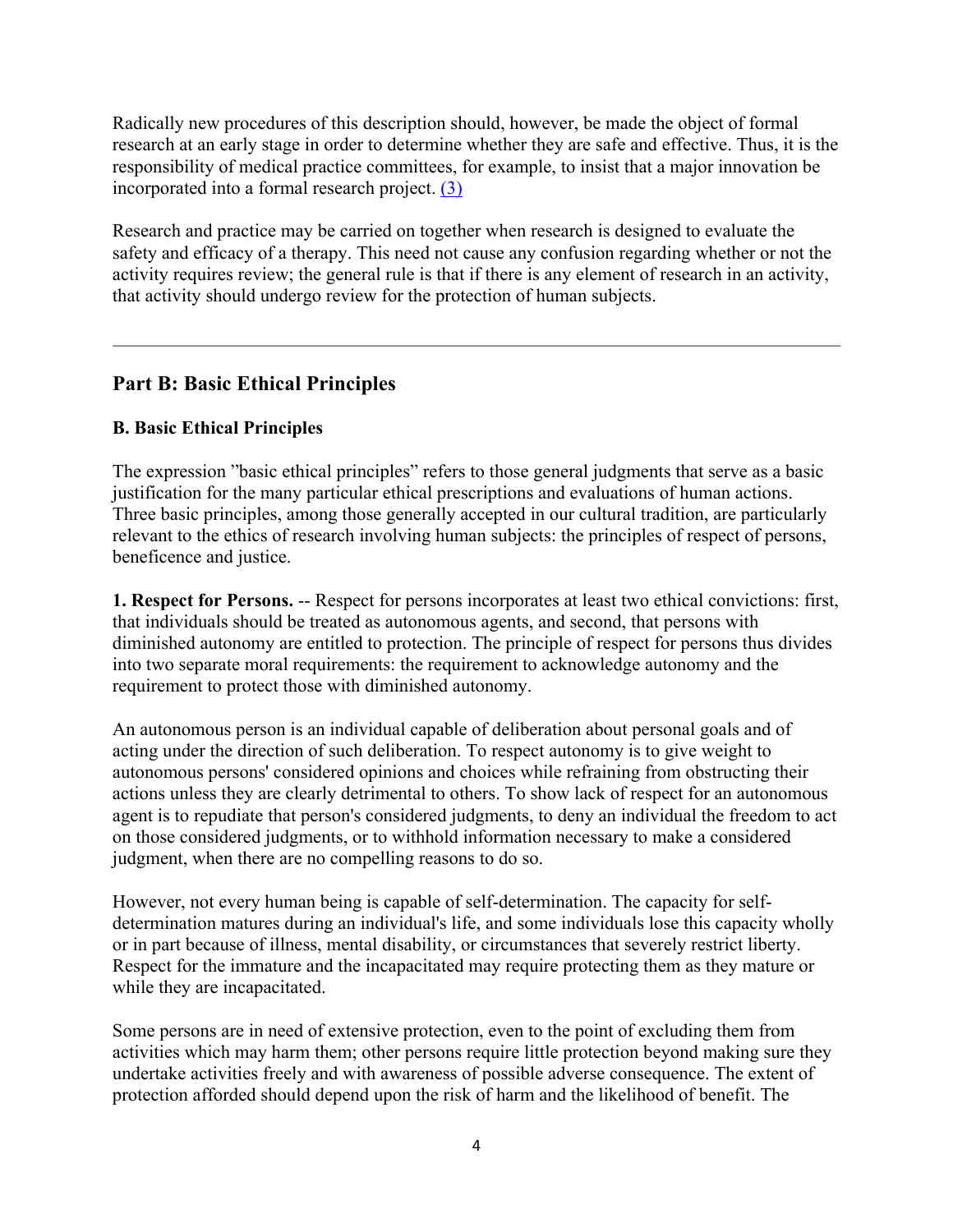Radically new procedures of this description should, however, be made the object of formal research at an early stage in order to determine whether they are safe and effective. Thus, it is the responsibility of medical practice committees, for example, to insist that a major innovation be incorporated into a formal research project. (3)

Research and practice may be carried on together when research is designed to evaluate the safety and efficacy of a therapy. This need not cause any confusion regarding whether or not the activity requires review; the general rule is that if there is any element of research in an activity, that activity should undergo review for the protection of human subjects.

---

## Part B: Basic Ethical Principles

### B. Basic Ethical Principles

The expression "basic ethical principles" refers to those general judgments that serve as a basic justification for the many particular ethical prescriptions and evaluations of human actions. Three basic principles, among those generally accepted in our cultural tradition, are particularly relevant to the ethics of research involving human subjects: the principles of respect of persons, beneficence and justice.

**1. Respect for Persons.** -- Respect for persons incorporates at least two ethical convictions: first, that individuals should be treated as autonomous agents, and second, that persons with diminished autonomy are entitled to protection. The principle of respect for persons thus divides into two separate moral requirements: the requirement to acknowledge autonomy and the requirement to protect those with diminished autonomy.

An autonomous person is an individual capable of deliberation about personal goals and of acting under the direction of such deliberation. To respect autonomy is to give weight to autonomous persons' considered opinions and choices while refraining from obstructing their actions unless they are clearly detrimental to others. To show lack of respect for an autonomous agent is to repudiate that person's considered judgments, to deny an individual the freedom to act on those considered judgments, or to withhold information necessary to make a considered judgment, when there are no compelling reasons to do so.

However, not every human being is capable of self-determination. The capacity for self-determination matures during an individual's life, and some individuals lose this capacity wholly or in part because of illness, mental disability, or circumstances that severely restrict liberty. Respect for the immature and the incapacitated may require protecting them as they mature or while they are incapacitated.

Some persons are in need of extensive protection, even to the point of excluding them from activities which may harm them; other persons require little protection beyond making sure they undertake activities freely and with awareness of possible adverse consequence. The extent of protection afforded should depend upon the risk of harm and the likelihood of benefit. The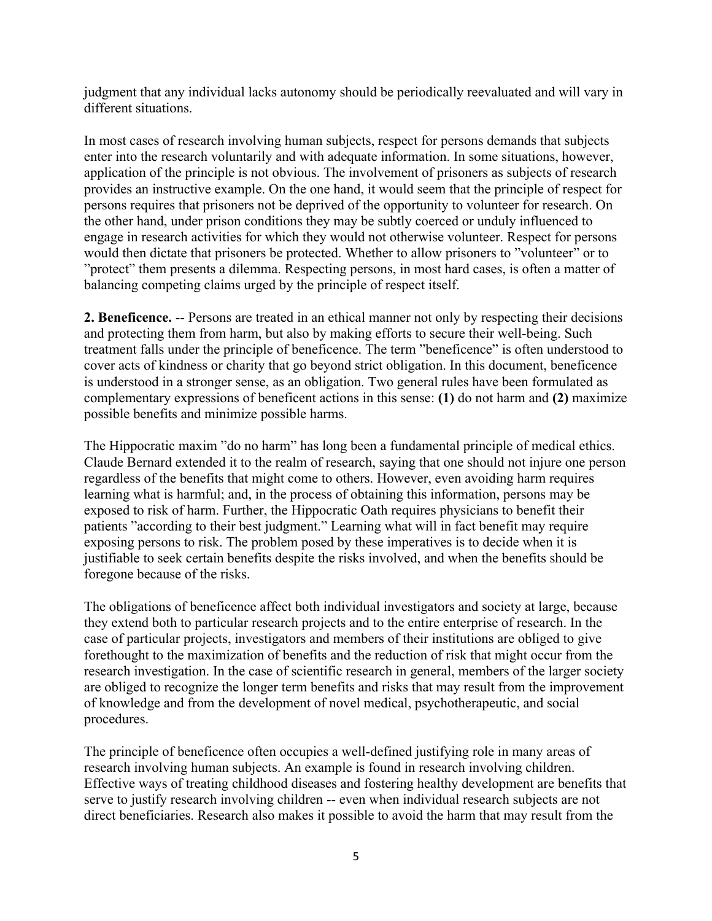judgment that any individual lacks autonomy should be periodically reevaluated and will vary in different situations.

In most cases of research involving human subjects, respect for persons demands that subjects enter into the research voluntarily and with adequate information. In some situations, however, application of the principle is not obvious. The involvement of prisoners as subjects of research provides an instructive example. On the one hand, it would seem that the principle of respect for persons requires that prisoners not be deprived of the opportunity to volunteer for research. On the other hand, under prison conditions they may be subtly coerced or unduly influenced to engage in research activities for which they would not otherwise volunteer. Respect for persons would then dictate that prisoners be protected. Whether to allow prisoners to "volunteer" or to "protect" them presents a dilemma. Respecting persons, in most hard cases, is often a matter of balancing competing claims urged by the principle of respect itself.

**2. Beneficence.** -- Persons are treated in an ethical manner not only by respecting their decisions and protecting them from harm, but also by making efforts to secure their well-being. Such treatment falls under the principle of beneficence. The term "beneficence" is often understood to cover acts of kindness or charity that go beyond strict obligation. In this document, beneficence is understood in a stronger sense, as an obligation. Two general rules have been formulated as complementary expressions of beneficent actions in this sense: **(1)** do not harm and **(2)** maximize possible benefits and minimize possible harms.

The Hippocratic maxim "do no harm" has long been a fundamental principle of medical ethics. Claude Bernard extended it to the realm of research, saying that one should not injure one person regardless of the benefits that might come to others. However, even avoiding harm requires learning what is harmful; and, in the process of obtaining this information, persons may be exposed to risk of harm. Further, the Hippocratic Oath requires physicians to benefit their patients "according to their best judgment." Learning what will in fact benefit may require exposing persons to risk. The problem posed by these imperatives is to decide when it is justifiable to seek certain benefits despite the risks involved, and when the benefits should be foregone because of the risks.

The obligations of beneficence affect both individual investigators and society at large, because they extend both to particular research projects and to the entire enterprise of research. In the case of particular projects, investigators and members of their institutions are obliged to give forethought to the maximization of benefits and the reduction of risk that might occur from the research investigation. In the case of scientific research in general, members of the larger society are obliged to recognize the longer term benefits and risks that may result from the improvement of knowledge and from the development of novel medical, psychotherapeutic, and social procedures.

The principle of beneficence often occupies a well-defined justifying role in many areas of research involving human subjects. An example is found in research involving children. Effective ways of treating childhood diseases and fostering healthy development are benefits that serve to justify research involving children -- even when individual research subjects are not direct beneficiaries. Research also makes it possible to avoid the harm that may result from the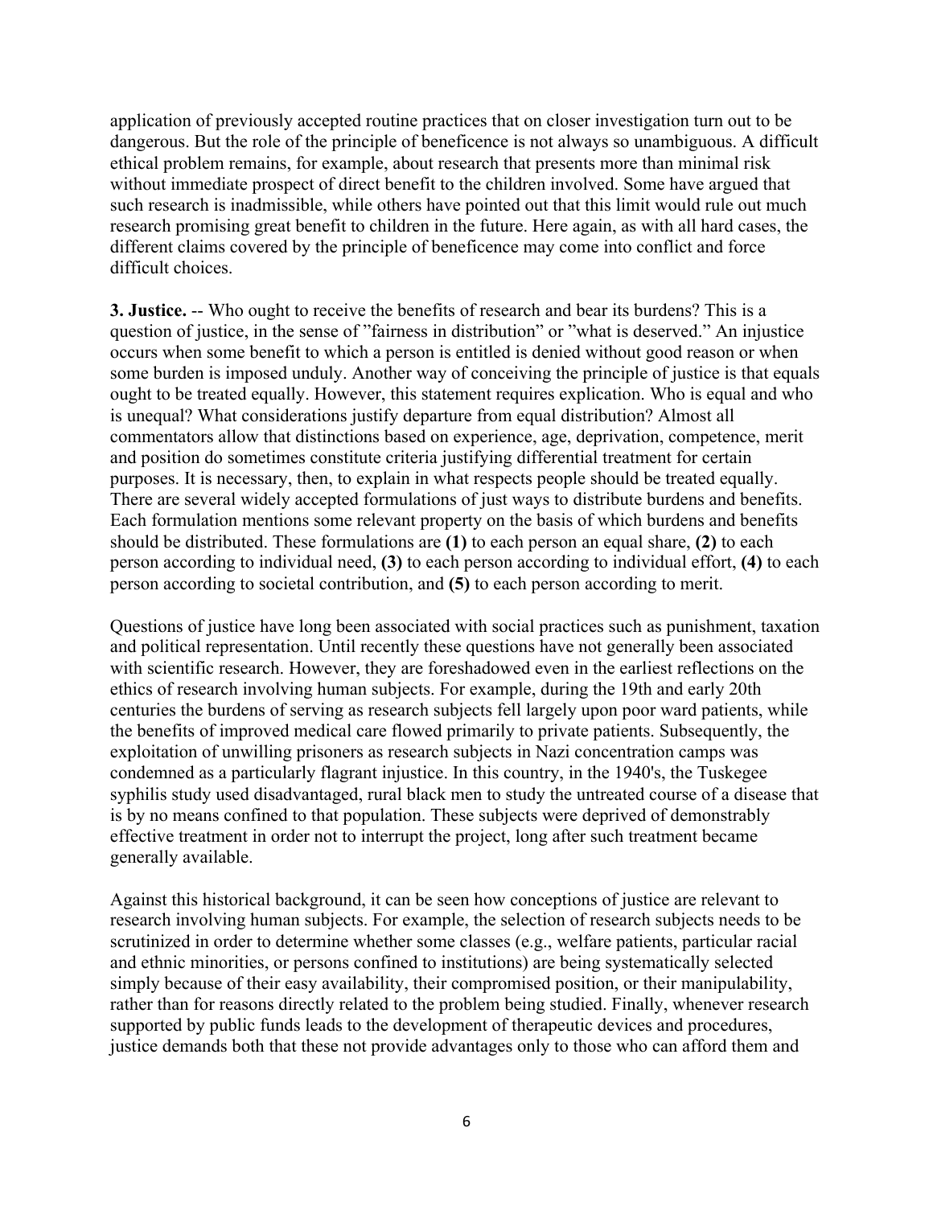application of previously accepted routine practices that on closer investigation turn out to be dangerous. But the role of the principle of beneficence is not always so unambiguous. A difficult ethical problem remains, for example, about research that presents more than minimal risk without immediate prospect of direct benefit to the children involved. Some have argued that such research is inadmissible, while others have pointed out that this limit would rule out much research promising great benefit to children in the future. Here again, as with all hard cases, the different claims covered by the principle of beneficence may come into conflict and force difficult choices.

**3. Justice.** -- Who ought to receive the benefits of research and bear its burdens? This is a question of justice, in the sense of "fairness in distribution" or "what is deserved." An injustice occurs when some benefit to which a person is entitled is denied without good reason or when some burden is imposed unduly. Another way of conceiving the principle of justice is that equals ought to be treated equally. However, this statement requires explication. Who is equal and who is unequal? What considerations justify departure from equal distribution? Almost all commentators allow that distinctions based on experience, age, deprivation, competence, merit and position do sometimes constitute criteria justifying differential treatment for certain purposes. It is necessary, then, to explain in what respects people should be treated equally. There are several widely accepted formulations of just ways to distribute burdens and benefits. Each formulation mentions some relevant property on the basis of which burdens and benefits should be distributed. These formulations are **(1)** to each person an equal share, **(2)** to each person according to individual need, **(3)** to each person according to individual effort, **(4)** to each person according to societal contribution, and **(5)** to each person according to merit.

Questions of justice have long been associated with social practices such as punishment, taxation and political representation. Until recently these questions have not generally been associated with scientific research. However, they are foreshadowed even in the earliest reflections on the ethics of research involving human subjects. For example, during the 19th and early 20th centuries the burdens of serving as research subjects fell largely upon poor ward patients, while the benefits of improved medical care flowed primarily to private patients. Subsequently, the exploitation of unwilling prisoners as research subjects in Nazi concentration camps was condemned as a particularly flagrant injustice. In this country, in the 1940's, the Tuskegee syphilis study used disadvantaged, rural black men to study the untreated course of a disease that is by no means confined to that population. These subjects were deprived of demonstrably effective treatment in order not to interrupt the project, long after such treatment became generally available.

Against this historical background, it can be seen how conceptions of justice are relevant to research involving human subjects. For example, the selection of research subjects needs to be scrutinized in order to determine whether some classes (e.g., welfare patients, particular racial and ethnic minorities, or persons confined to institutions) are being systematically selected simply because of their easy availability, their compromised position, or their manipulability, rather than for reasons directly related to the problem being studied. Finally, whenever research supported by public funds leads to the development of therapeutic devices and procedures, justice demands both that these not provide advantages only to those who can afford them and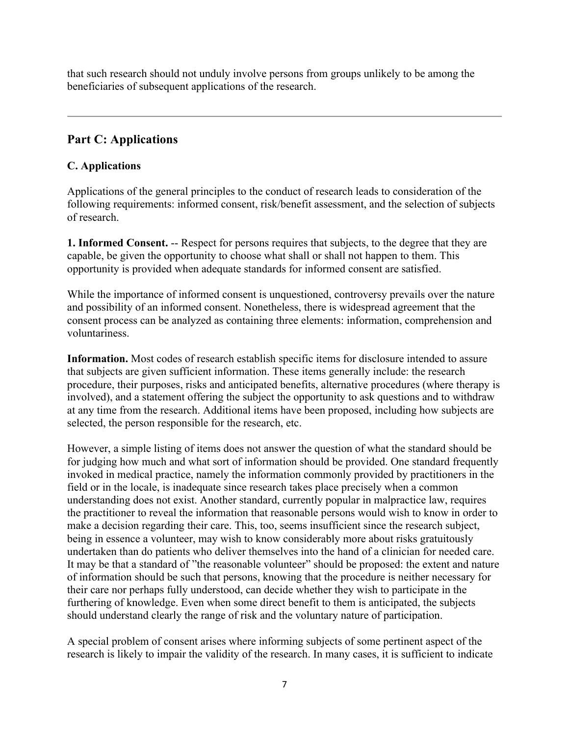that such research should not unduly involve persons from groups unlikely to be among the beneficiaries of subsequent applications of the research.

---

## Part C: Applications

### C. Applications

Applications of the general principles to the conduct of research leads to consideration of the following requirements: informed consent, risk/benefit assessment, and the selection of subjects of research.

**1. Informed Consent.** -- Respect for persons requires that subjects, to the degree that they are capable, be given the opportunity to choose what shall or shall not happen to them. This opportunity is provided when adequate standards for informed consent are satisfied.

While the importance of informed consent is unquestioned, controversy prevails over the nature and possibility of an informed consent. Nonetheless, there is widespread agreement that the consent process can be analyzed as containing three elements: information, comprehension and voluntariness.

**Information.** Most codes of research establish specific items for disclosure intended to assure that subjects are given sufficient information. These items generally include: the research procedure, their purposes, risks and anticipated benefits, alternative procedures (where therapy is involved), and a statement offering the subject the opportunity to ask questions and to withdraw at any time from the research. Additional items have been proposed, including how subjects are selected, the person responsible for the research, etc.

However, a simple listing of items does not answer the question of what the standard should be for judging how much and what sort of information should be provided. One standard frequently invoked in medical practice, namely the information commonly provided by practitioners in the field or in the locale, is inadequate since research takes place precisely when a common understanding does not exist. Another standard, currently popular in malpractice law, requires the practitioner to reveal the information that reasonable persons would wish to know in order to make a decision regarding their care. This, too, seems insufficient since the research subject, being in essence a volunteer, may wish to know considerably more about risks gratuitously undertaken than do patients who deliver themselves into the hand of a clinician for needed care. It may be that a standard of "the reasonable volunteer" should be proposed: the extent and nature of information should be such that persons, knowing that the procedure is neither necessary for their care nor perhaps fully understood, can decide whether they wish to participate in the furthering of knowledge. Even when some direct benefit to them is anticipated, the subjects should understand clearly the range of risk and the voluntary nature of participation.

A special problem of consent arises where informing subjects of some pertinent aspect of the research is likely to impair the validity of the research. In many cases, it is sufficient to indicate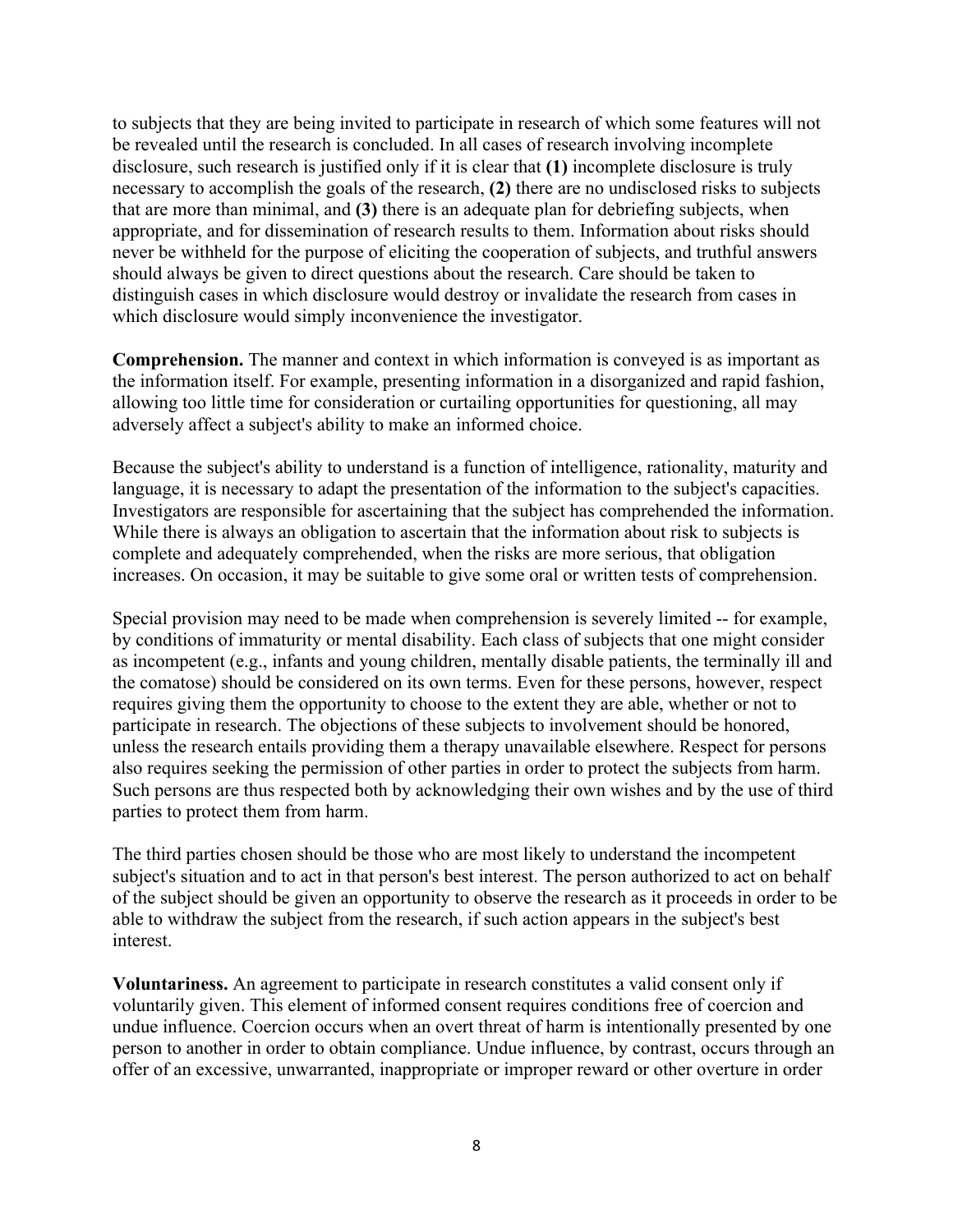to subjects that they are being invited to participate in research of which some features will not be revealed until the research is concluded. In all cases of research involving incomplete disclosure, such research is justified only if it is clear that **(1)** incomplete disclosure is truly necessary to accomplish the goals of the research, **(2)** there are no undisclosed risks to subjects that are more than minimal, and **(3)** there is an adequate plan for debriefing subjects, when appropriate, and for dissemination of research results to them. Information about risks should never be withheld for the purpose of eliciting the cooperation of subjects, and truthful answers should always be given to direct questions about the research. Care should be taken to distinguish cases in which disclosure would destroy or invalidate the research from cases in which disclosure would simply inconvenience the investigator.

**Comprehension.** The manner and context in which information is conveyed is as important as the information itself. For example, presenting information in a disorganized and rapid fashion, allowing too little time for consideration or curtailing opportunities for questioning, all may adversely affect a subject's ability to make an informed choice.

Because the subject's ability to understand is a function of intelligence, rationality, maturity and language, it is necessary to adapt the presentation of the information to the subject's capacities. Investigators are responsible for ascertaining that the subject has comprehended the information. While there is always an obligation to ascertain that the information about risk to subjects is complete and adequately comprehended, when the risks are more serious, that obligation increases. On occasion, it may be suitable to give some oral or written tests of comprehension.

Special provision may need to be made when comprehension is severely limited -- for example, by conditions of immaturity or mental disability. Each class of subjects that one might consider as incompetent (e.g., infants and young children, mentally disable patients, the terminally ill and the comatose) should be considered on its own terms. Even for these persons, however, respect requires giving them the opportunity to choose to the extent they are able, whether or not to participate in research. The objections of these subjects to involvement should be honored, unless the research entails providing them a therapy unavailable elsewhere. Respect for persons also requires seeking the permission of other parties in order to protect the subjects from harm. Such persons are thus respected both by acknowledging their own wishes and by the use of third parties to protect them from harm.

The third parties chosen should be those who are most likely to understand the incompetent subject's situation and to act in that person's best interest. The person authorized to act on behalf of the subject should be given an opportunity to observe the research as it proceeds in order to be able to withdraw the subject from the research, if such action appears in the subject's best interest.

**Voluntariness.** An agreement to participate in research constitutes a valid consent only if voluntarily given. This element of informed consent requires conditions free of coercion and undue influence. Coercion occurs when an overt threat of harm is intentionally presented by one person to another in order to obtain compliance. Undue influence, by contrast, occurs through an offer of an excessive, unwarranted, inappropriate or improper reward or other overture in order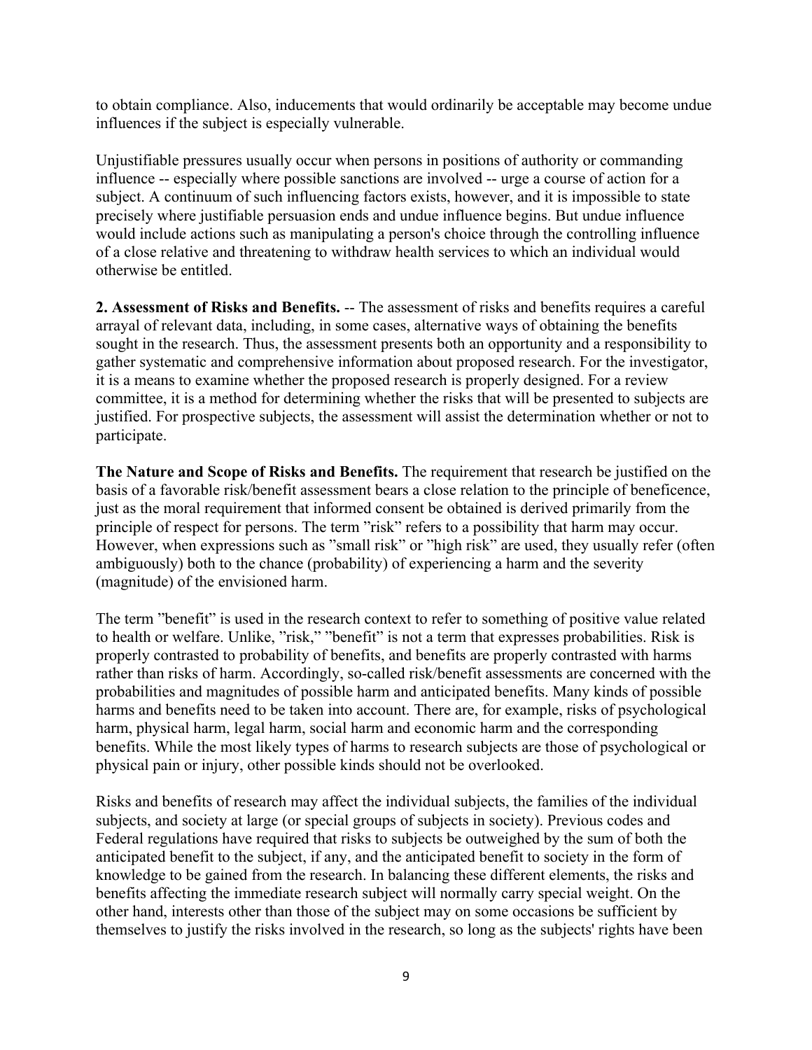to obtain compliance. Also, inducements that would ordinarily be acceptable may become undue influences if the subject is especially vulnerable.

Unjustifiable pressures usually occur when persons in positions of authority or commanding influence -- especially where possible sanctions are involved -- urge a course of action for a subject. A continuum of such influencing factors exists, however, and it is impossible to state precisely where justifiable persuasion ends and undue influence begins. But undue influence would include actions such as manipulating a person's choice through the controlling influence of a close relative and threatening to withdraw health services to which an individual would otherwise be entitled.

**2. Assessment of Risks and Benefits.** -- The assessment of risks and benefits requires a careful arrayal of relevant data, including, in some cases, alternative ways of obtaining the benefits sought in the research. Thus, the assessment presents both an opportunity and a responsibility to gather systematic and comprehensive information about proposed research. For the investigator, it is a means to examine whether the proposed research is properly designed. For a review committee, it is a method for determining whether the risks that will be presented to subjects are justified. For prospective subjects, the assessment will assist the determination whether or not to participate.

**The Nature and Scope of Risks and Benefits.** The requirement that research be justified on the basis of a favorable risk/benefit assessment bears a close relation to the principle of beneficence, just as the moral requirement that informed consent be obtained is derived primarily from the principle of respect for persons. The term ”risk” refers to a possibility that harm may occur. However, when expressions such as ”small risk” or ”high risk” are used, they usually refer (often ambiguously) both to the chance (probability) of experiencing a harm and the severity (magnitude) of the envisioned harm.

The term ”benefit” is used in the research context to refer to something of positive value related to health or welfare. Unlike, ”risk,” ”benefit” is not a term that expresses probabilities. Risk is properly contrasted to probability of benefits, and benefits are properly contrasted with harms rather than risks of harm. Accordingly, so-called risk/benefit assessments are concerned with the probabilities and magnitudes of possible harm and anticipated benefits. Many kinds of possible harms and benefits need to be taken into account. There are, for example, risks of psychological harm, physical harm, legal harm, social harm and economic harm and the corresponding benefits. While the most likely types of harms to research subjects are those of psychological or physical pain or injury, other possible kinds should not be overlooked.

Risks and benefits of research may affect the individual subjects, the families of the individual subjects, and society at large (or special groups of subjects in society). Previous codes and Federal regulations have required that risks to subjects be outweighed by the sum of both the anticipated benefit to the subject, if any, and the anticipated benefit to society in the form of knowledge to be gained from the research. In balancing these different elements, the risks and benefits affecting the immediate research subject will normally carry special weight. On the other hand, interests other than those of the subject may on some occasions be sufficient by themselves to justify the risks involved in the research, so long as the subjects' rights have been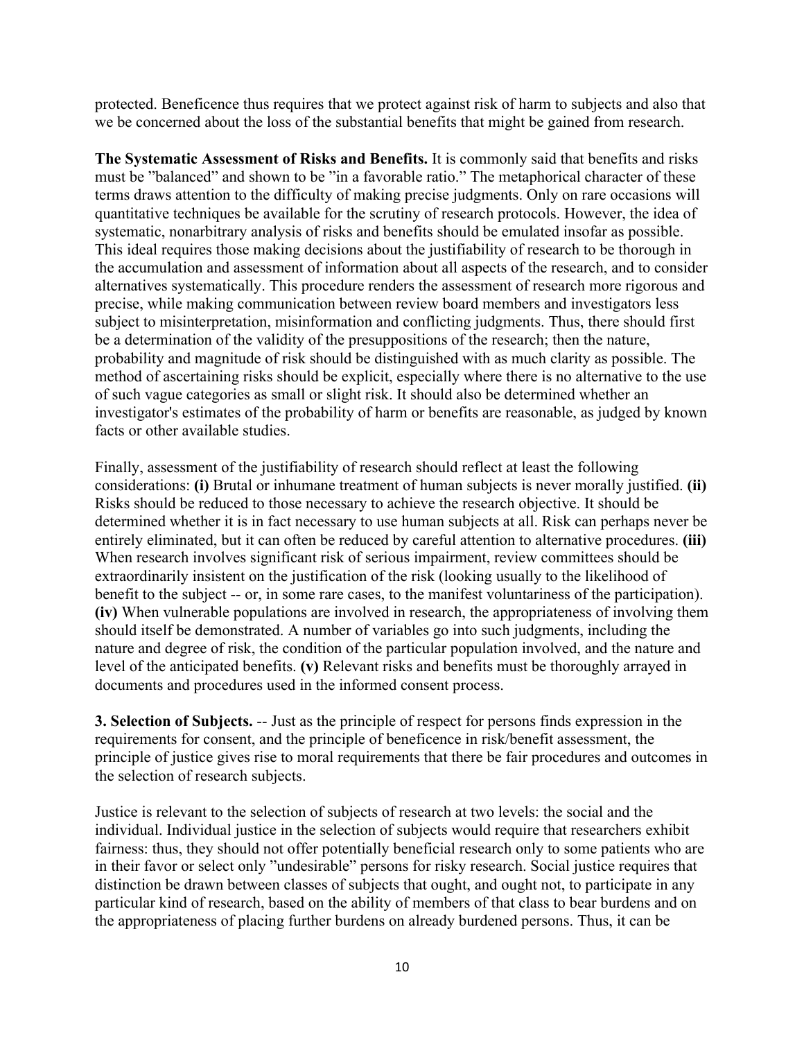protected. Beneficence thus requires that we protect against risk of harm to subjects and also that we be concerned about the loss of the substantial benefits that might be gained from research.

**The Systematic Assessment of Risks and Benefits.** It is commonly said that benefits and risks must be "balanced" and shown to be "in a favorable ratio." The metaphorical character of these terms draws attention to the difficulty of making precise judgments. Only on rare occasions will quantitative techniques be available for the scrutiny of research protocols. However, the idea of systematic, nonarbitrary analysis of risks and benefits should be emulated insofar as possible. This ideal requires those making decisions about the justifiability of research to be thorough in the accumulation and assessment of information about all aspects of the research, and to consider alternatives systematically. This procedure renders the assessment of research more rigorous and precise, while making communication between review board members and investigators less subject to misinterpretation, misinformation and conflicting judgments. Thus, there should first be a determination of the validity of the presuppositions of the research; then the nature, probability and magnitude of risk should be distinguished with as much clarity as possible. The method of ascertaining risks should be explicit, especially where there is no alternative to the use of such vague categories as small or slight risk. It should also be determined whether an investigator's estimates of the probability of harm or benefits are reasonable, as judged by known facts or other available studies.

Finally, assessment of the justifiability of research should reflect at least the following considerations: **(i)** Brutal or inhumane treatment of human subjects is never morally justified. **(ii)** Risks should be reduced to those necessary to achieve the research objective. It should be determined whether it is in fact necessary to use human subjects at all. Risk can perhaps never be entirely eliminated, but it can often be reduced by careful attention to alternative procedures. **(iii)** When research involves significant risk of serious impairment, review committees should be extraordinarily insistent on the justification of the risk (looking usually to the likelihood of benefit to the subject -- or, in some rare cases, to the manifest voluntariness of the participation). **(iv)** When vulnerable populations are involved in research, the appropriateness of involving them should itself be demonstrated. A number of variables go into such judgments, including the nature and degree of risk, the condition of the particular population involved, and the nature and level of the anticipated benefits. **(v)** Relevant risks and benefits must be thoroughly arrayed in documents and procedures used in the informed consent process.

**3. Selection of Subjects.** -- Just as the principle of respect for persons finds expression in the requirements for consent, and the principle of beneficence in risk/benefit assessment, the principle of justice gives rise to moral requirements that there be fair procedures and outcomes in the selection of research subjects.

Justice is relevant to the selection of subjects of research at two levels: the social and the individual. Individual justice in the selection of subjects would require that researchers exhibit fairness: thus, they should not offer potentially beneficial research only to some patients who are in their favor or select only "undesirable" persons for risky research. Social justice requires that distinction be drawn between classes of subjects that ought, and ought not, to participate in any particular kind of research, based on the ability of members of that class to bear burdens and on the appropriateness of placing further burdens on already burdened persons. Thus, it can be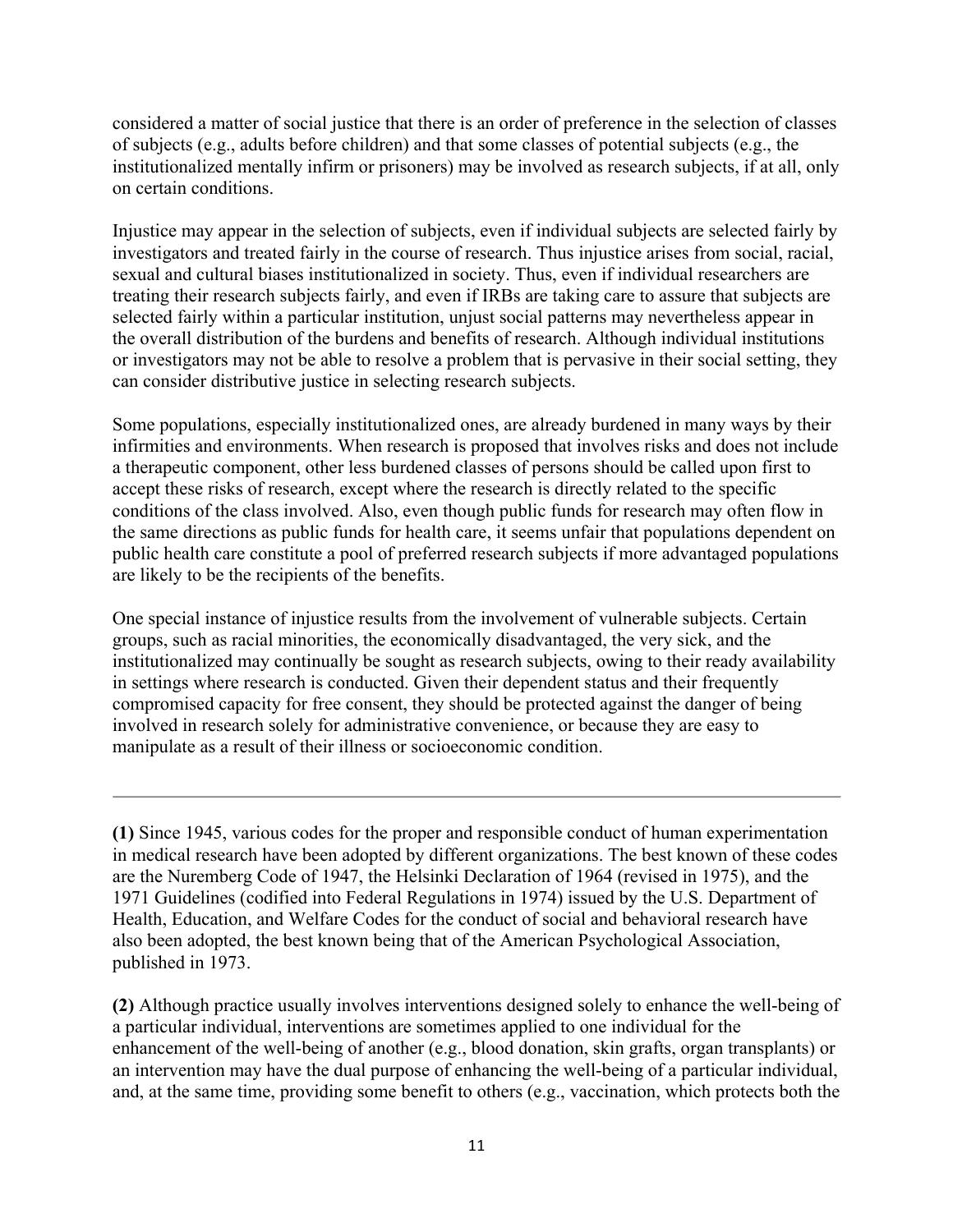considered a matter of social justice that there is an order of preference in the selection of classes of subjects (e.g., adults before children) and that some classes of potential subjects (e.g., the institutionalized mentally infirm or prisoners) may be involved as research subjects, if at all, only on certain conditions.

Injustice may appear in the selection of subjects, even if individual subjects are selected fairly by investigators and treated fairly in the course of research. Thus injustice arises from social, racial, sexual and cultural biases institutionalized in society. Thus, even if individual researchers are treating their research subjects fairly, and even if IRBs are taking care to assure that subjects are selected fairly within a particular institution, unjust social patterns may nevertheless appear in the overall distribution of the burdens and benefits of research. Although individual institutions or investigators may not be able to resolve a problem that is pervasive in their social setting, they can consider distributive justice in selecting research subjects.

Some populations, especially institutionalized ones, are already burdened in many ways by their infirmities and environments. When research is proposed that involves risks and does not include a therapeutic component, other less burdened classes of persons should be called upon first to accept these risks of research, except where the research is directly related to the specific conditions of the class involved. Also, even though public funds for research may often flow in the same directions as public funds for health care, it seems unfair that populations dependent on public health care constitute a pool of preferred research subjects if more advantaged populations are likely to be the recipients of the benefits.

One special instance of injustice results from the involvement of vulnerable subjects. Certain groups, such as racial minorities, the economically disadvantaged, the very sick, and the institutionalized may continually be sought as research subjects, owing to their ready availability in settings where research is conducted. Given their dependent status and their frequently compromised capacity for free consent, they should be protected against the danger of being involved in research solely for administrative convenience, or because they are easy to manipulate as a result of their illness or socioeconomic condition.

---

**(1)** Since 1945, various codes for the proper and responsible conduct of human experimentation in medical research have been adopted by different organizations. The best known of these codes are the Nuremberg Code of 1947, the Helsinki Declaration of 1964 (revised in 1975), and the 1971 Guidelines (codified into Federal Regulations in 1974) issued by the U.S. Department of Health, Education, and Welfare Codes for the conduct of social and behavioral research have also been adopted, the best known being that of the American Psychological Association, published in 1973.

**(2)** Although practice usually involves interventions designed solely to enhance the well-being of a particular individual, interventions are sometimes applied to one individual for the enhancement of the well-being of another (e.g., blood donation, skin grafts, organ transplants) or an intervention may have the dual purpose of enhancing the well-being of a particular individual, and, at the same time, providing some benefit to others (e.g., vaccination, which protects both the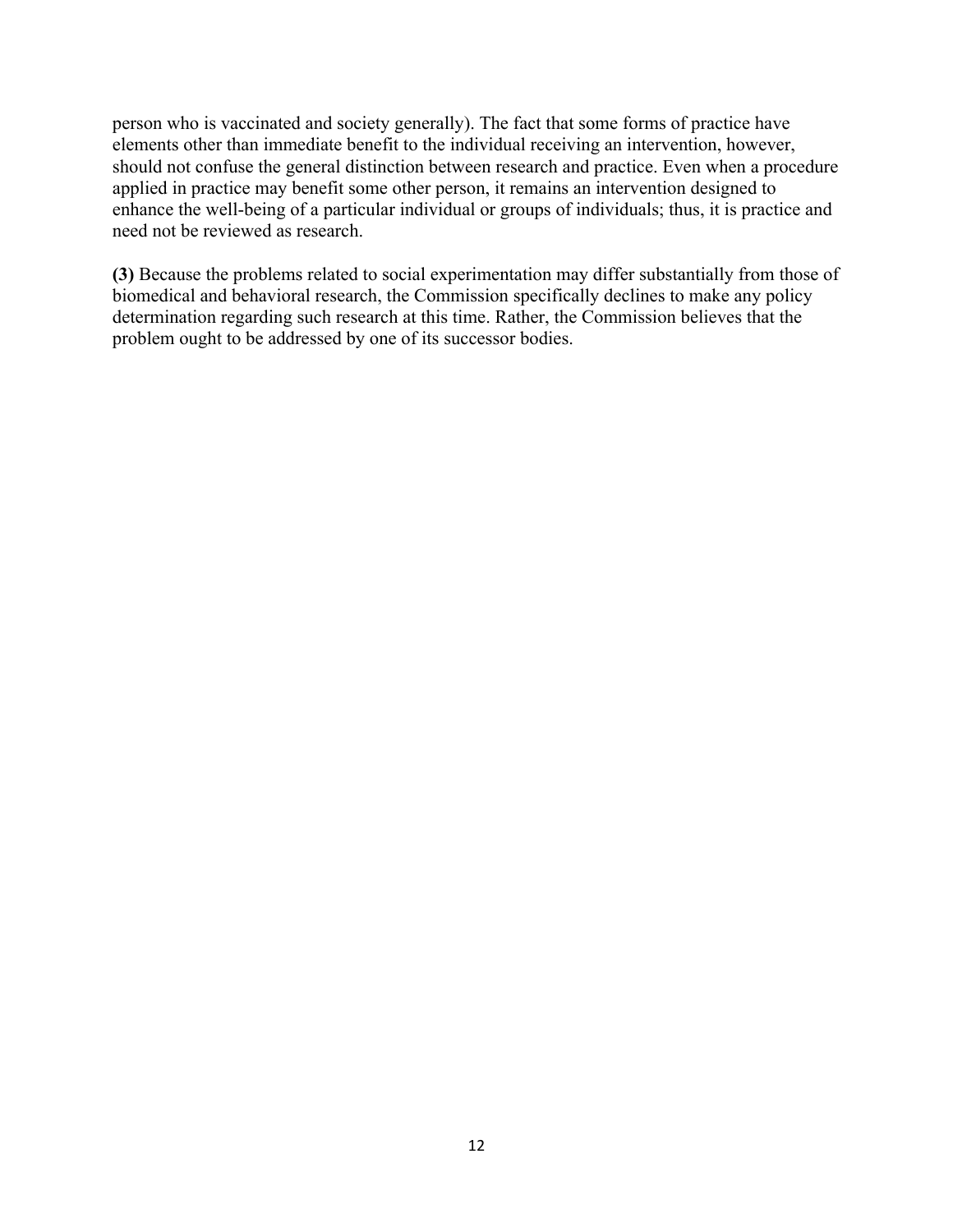person who is vaccinated and society generally). The fact that some forms of practice have elements other than immediate benefit to the individual receiving an intervention, however, should not confuse the general distinction between research and practice. Even when a procedure applied in practice may benefit some other person, it remains an intervention designed to enhance the well-being of a particular individual or groups of individuals; thus, it is practice and need not be reviewed as research.

**(3)** Because the problems related to social experimentation may differ substantially from those of biomedical and behavioral research, the Commission specifically declines to make any policy determination regarding such research at this time. Rather, the Commission believes that the problem ought to be addressed by one of its successor bodies.